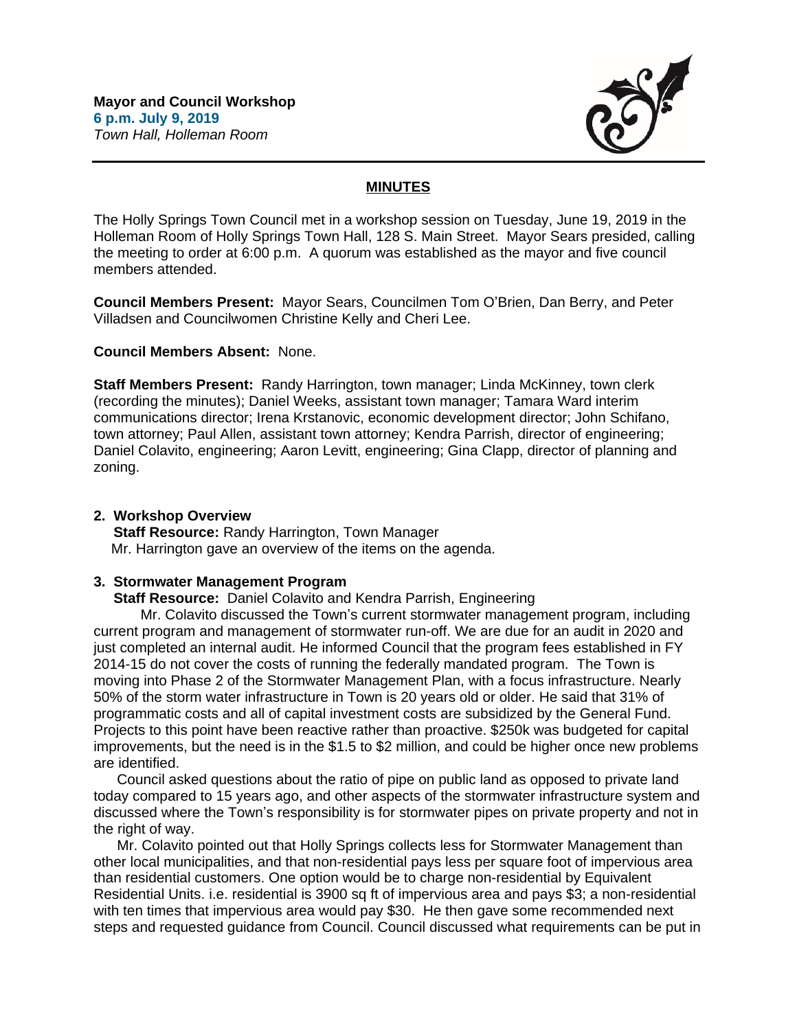**Mayor and Council Workshop**
**6 p.m. July 9, 2019**
*Town Hall, Holleman Room*

## MINUTES

The Holly Springs Town Council met in a workshop session on Tuesday, June 19, 2019 in the Holleman Room of Holly Springs Town Hall, 128 S. Main Street. Mayor Sears presided, calling the meeting to order at 6:00 p.m. A quorum was established as the mayor and five council members attended.

**Council Members Present:** Mayor Sears, Councilmen Tom O'Brien, Dan Berry, and Peter Villadsen and Councilwomen Christine Kelly and Cheri Lee.

**Council Members Absent:** None.

**Staff Members Present:** Randy Harrington, town manager; Linda McKinney, town clerk (recording the minutes); Daniel Weeks, assistant town manager; Tamara Ward interim communications director; Irena Krstanovic, economic development director; John Schifano, town attorney; Paul Allen, assistant town attorney; Kendra Parrish, director of engineering; Daniel Colavito, engineering; Aaron Levitt, engineering; Gina Clapp, director of planning and zoning.

### 2. Workshop Overview

**Staff Resource:** Randy Harrington, Town Manager
Mr. Harrington gave an overview of the items on the agenda.

### 3. Stormwater Management Program

**Staff Resource:** Daniel Colavito and Kendra Parrish, Engineering

Mr. Colavito discussed the Town's current stormwater management program, including current program and management of stormwater run-off. We are due for an audit in 2020 and just completed an internal audit. He informed Council that the program fees established in FY 2014-15 do not cover the costs of running the federally mandated program. The Town is moving into Phase 2 of the Stormwater Management Plan, with a focus infrastructure. Nearly 50% of the storm water infrastructure in Town is 20 years old or older. He said that 31% of programmatic costs and all of capital investment costs are subsidized by the General Fund. Projects to this point have been reactive rather than proactive. $250k was budgeted for capital improvements, but the need is in the $1.5 to $2 million, and could be higher once new problems are identified.

Council asked questions about the ratio of pipe on public land as opposed to private land today compared to 15 years ago, and other aspects of the stormwater infrastructure system and discussed where the Town's responsibility is for stormwater pipes on private property and not in the right of way.

Mr. Colavito pointed out that Holly Springs collects less for Stormwater Management than other local municipalities, and that non-residential pays less per square foot of impervious area than residential customers. One option would be to charge non-residential by Equivalent Residential Units. i.e. residential is 3900 sq ft of impervious area and pays $3; a non-residential with ten times that impervious area would pay $30. He then gave some recommended next steps and requested guidance from Council. Council discussed what requirements can be put in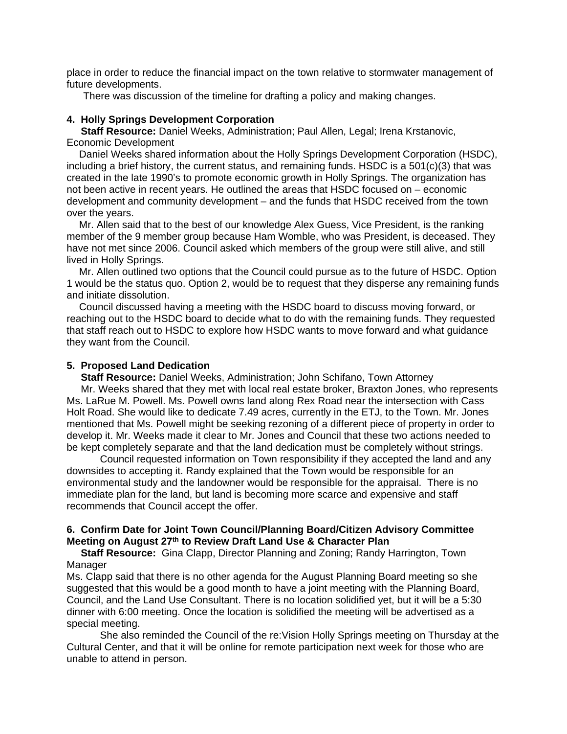place in order to reduce the financial impact on the town relative to stormwater management of future developments.

There was discussion of the timeline for drafting a policy and making changes.

**4. Holly Springs Development Corporation**

**Staff Resource:** Daniel Weeks, Administration; Paul Allen, Legal; Irena Krstanovic, Economic Development

Daniel Weeks shared information about the Holly Springs Development Corporation (HSDC), including a brief history, the current status, and remaining funds. HSDC is a 501(c)(3) that was created in the late 1990's to promote economic growth in Holly Springs. The organization has not been active in recent years. He outlined the areas that HSDC focused on – economic development and community development – and the funds that HSDC received from the town over the years.

Mr. Allen said that to the best of our knowledge Alex Guess, Vice President, is the ranking member of the 9 member group because Ham Womble, who was President, is deceased. They have not met since 2006. Council asked which members of the group were still alive, and still lived in Holly Springs.

Mr. Allen outlined two options that the Council could pursue as to the future of HSDC. Option 1 would be the status quo. Option 2, would be to request that they disperse any remaining funds and initiate dissolution.

Council discussed having a meeting with the HSDC board to discuss moving forward, or reaching out to the HSDC board to decide what to do with the remaining funds. They requested that staff reach out to HSDC to explore how HSDC wants to move forward and what guidance they want from the Council.

**5. Proposed Land Dedication**

**Staff Resource:** Daniel Weeks, Administration; John Schifano, Town Attorney

Mr. Weeks shared that they met with local real estate broker, Braxton Jones, who represents Ms. LaRue M. Powell. Ms. Powell owns land along Rex Road near the intersection with Cass Holt Road. She would like to dedicate 7.49 acres, currently in the ETJ, to the Town. Mr. Jones mentioned that Ms. Powell might be seeking rezoning of a different piece of property in order to develop it. Mr. Weeks made it clear to Mr. Jones and Council that these two actions needed to be kept completely separate and that the land dedication must be completely without strings.

Council requested information on Town responsibility if they accepted the land and any downsides to accepting it. Randy explained that the Town would be responsible for an environmental study and the landowner would be responsible for the appraisal. There is no immediate plan for the land, but land is becoming more scarce and expensive and staff recommends that Council accept the offer.

**6. Confirm Date for Joint Town Council/Planning Board/Citizen Advisory Committee Meeting on August 27th to Review Draft Land Use & Character Plan**

**Staff Resource:** Gina Clapp, Director Planning and Zoning; Randy Harrington, Town Manager

Ms. Clapp said that there is no other agenda for the August Planning Board meeting so she suggested that this would be a good month to have a joint meeting with the Planning Board, Council, and the Land Use Consultant. There is no location solidified yet, but it will be a 5:30 dinner with 6:00 meeting. Once the location is solidified the meeting will be advertised as a special meeting.

She also reminded the Council of the re:Vision Holly Springs meeting on Thursday at the Cultural Center, and that it will be online for remote participation next week for those who are unable to attend in person.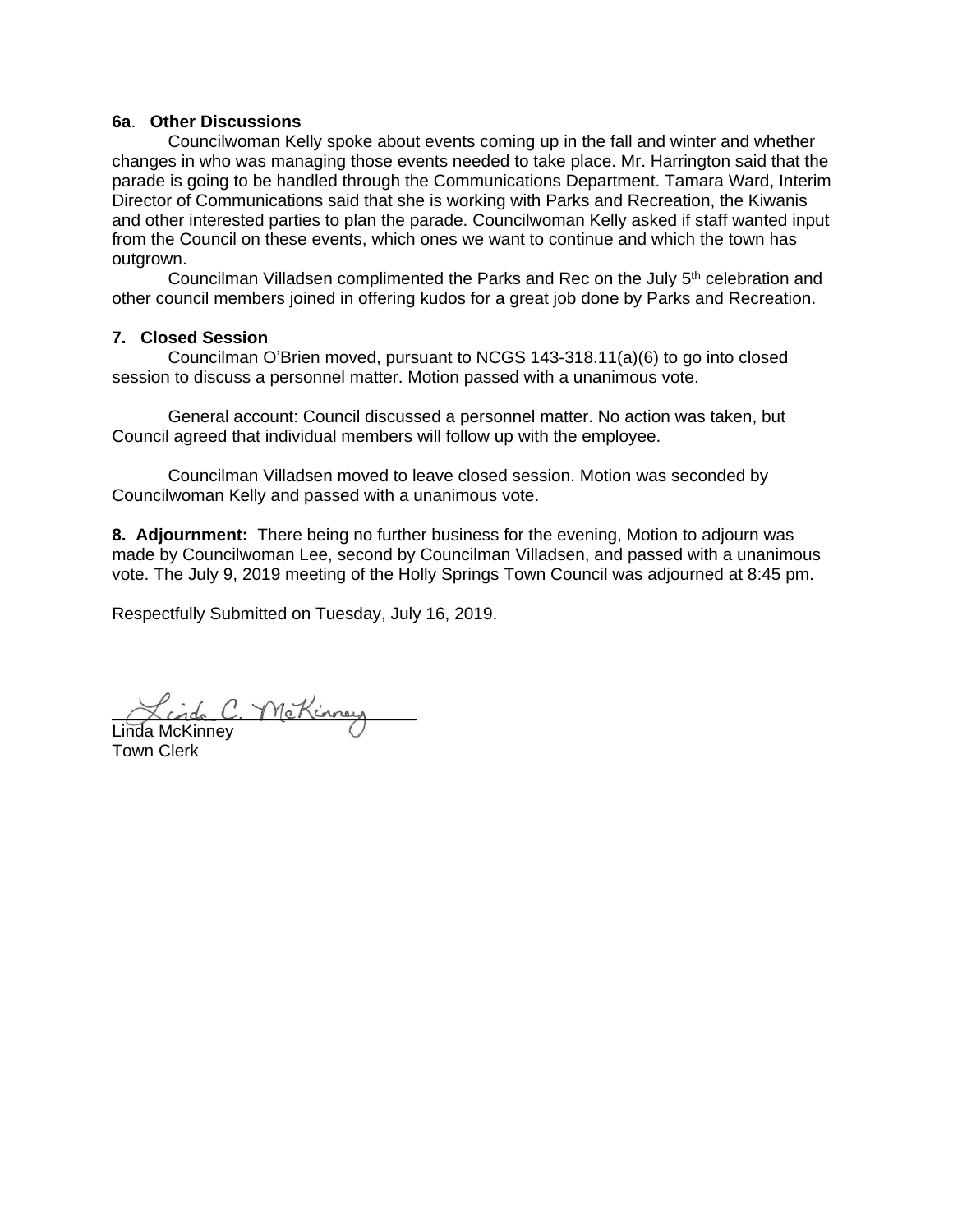**6a**. **Other Discussions**

Councilwoman Kelly spoke about events coming up in the fall and winter and whether changes in who was managing those events needed to take place. Mr. Harrington said that the parade is going to be handled through the Communications Department. Tamara Ward, Interim Director of Communications said that she is working with Parks and Recreation, the Kiwanis and other interested parties to plan the parade. Councilwoman Kelly asked if staff wanted input from the Council on these events, which ones we want to continue and which the town has outgrown.

Councilman Villadsen complimented the Parks and Rec on the July 5th celebration and other council members joined in offering kudos for a great job done by Parks and Recreation.

**7. Closed Session**

Councilman O'Brien moved, pursuant to NCGS 143-318.11(a)(6) to go into closed session to discuss a personnel matter. Motion passed with a unanimous vote.

General account: Council discussed a personnel matter. No action was taken, but Council agreed that individual members will follow up with the employee.

Councilman Villadsen moved to leave closed session. Motion was seconded by Councilwoman Kelly and passed with a unanimous vote.

**8. Adjournment:** There being no further business for the evening, Motion to adjourn was made by Councilwoman Lee, second by Councilman Villadsen, and passed with a unanimous vote. The July 9, 2019 meeting of the Holly Springs Town Council was adjourned at 8:45 pm.

Respectfully Submitted on Tuesday, July 16, 2019.

Linda C. McKinney

Linda McKinney
Town Clerk